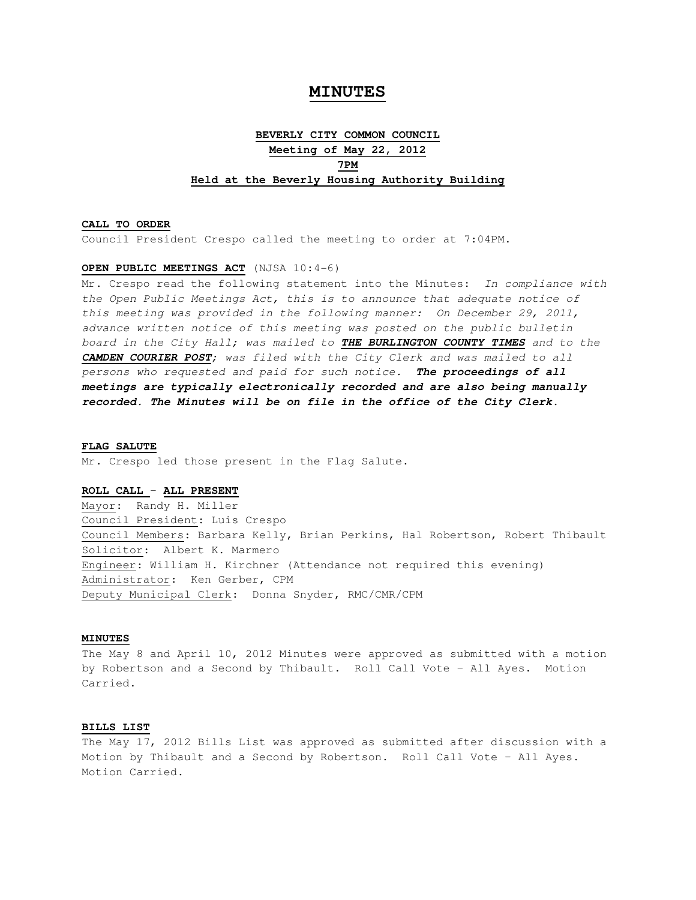# MINUTES

**BEVERLY CITY COMMON COUNCIL**
**Meeting of May 22, 2012**
**7PM**
**Held at the Beverly Housing Authority Building**

**CALL TO ORDER**

Council President Crespo called the meeting to order at 7:04PM.

**OPEN PUBLIC MEETINGS ACT** (NJSA 10:4-6)

Mr. Crespo read the following statement into the Minutes: *In compliance with the Open Public Meetings Act, this is to announce that adequate notice of this meeting was provided in the following manner: On December 29, 2011, advance written notice of this meeting was posted on the public bulletin board in the City Hall; was mailed to **THE BURLINGTON COUNTY TIMES** and to the **CAMDEN COURIER POST**; was filed with the City Clerk and was mailed to all persons who requested and paid for such notice. **The proceedings of all meetings are typically electronically recorded and are also being manually recorded. The Minutes will be on file in the office of the City Clerk.***

**FLAG SALUTE**

Mr. Crespo led those present in the Flag Salute.

**ROLL CALL - ALL PRESENT**

Mayor: Randy H. Miller
Council President: Luis Crespo
Council Members: Barbara Kelly, Brian Perkins, Hal Robertson, Robert Thibault
Solicitor: Albert K. Marmero
Engineer: William H. Kirchner (Attendance not required this evening)
Administrator: Ken Gerber, CPM
Deputy Municipal Clerk: Donna Snyder, RMC/CMR/CPM

**MINUTES**

The May 8 and April 10, 2012 Minutes were approved as submitted with a motion by Robertson and a Second by Thibault. Roll Call Vote – All Ayes. Motion Carried.

**BILLS LIST**

The May 17, 2012 Bills List was approved as submitted after discussion with a Motion by Thibault and a Second by Robertson. Roll Call Vote – All Ayes. Motion Carried.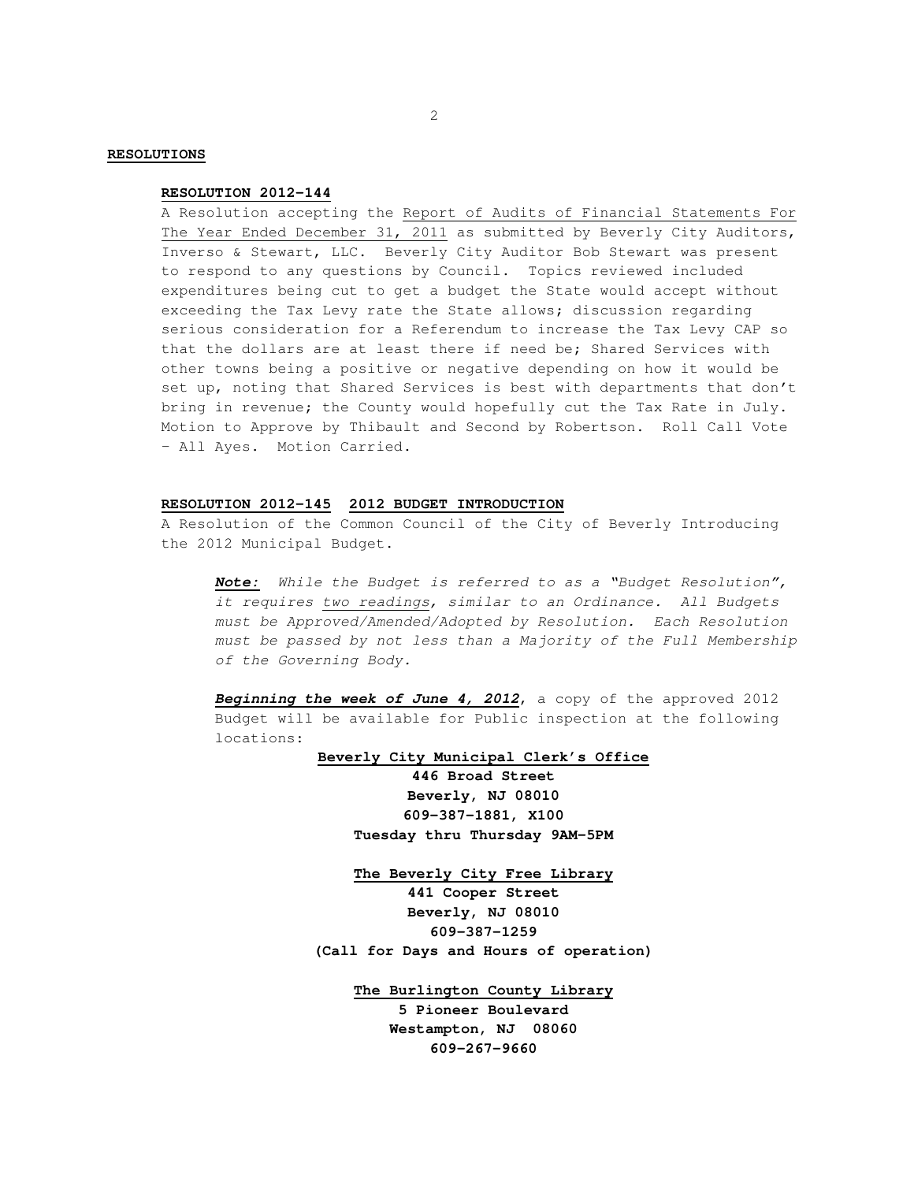**RESOLUTIONS**

**RESOLUTION 2012-144**

A Resolution accepting the Report of Audits of Financial Statements For The Year Ended December 31, 2011 as submitted by Beverly City Auditors, Inverso & Stewart, LLC. Beverly City Auditor Bob Stewart was present to respond to any questions by Council. Topics reviewed included expenditures being cut to get a budget the State would accept without exceeding the Tax Levy rate the State allows; discussion regarding serious consideration for a Referendum to increase the Tax Levy CAP so that the dollars are at least there if need be; Shared Services with other towns being a positive or negative depending on how it would be set up, noting that Shared Services is best with departments that don't bring in revenue; the County would hopefully cut the Tax Rate in July. Motion to Approve by Thibault and Second by Robertson. Roll Call Vote – All Ayes. Motion Carried.

**RESOLUTION 2012-145 2012 BUDGET INTRODUCTION**

A Resolution of the Common Council of the City of Beverly Introducing the 2012 Municipal Budget.

> ***Note:*** *While the Budget is referred to as a "Budget Resolution", it requires two readings, similar to an Ordinance. All Budgets must be Approved/Amended/Adopted by Resolution. Each Resolution must be passed by not less than a Majority of the Full Membership of the Governing Body.*
>
> ***Beginning the week of June 4, 2012***, a copy of the approved 2012 Budget will be available for Public inspection at the following locations:
>
> **Beverly City Municipal Clerk's Office**
> **446 Broad Street**
> **Beverly, NJ 08010**
> **609-387-1881, X100**
> **Tuesday thru Thursday 9AM-5PM**
>
> **The Beverly City Free Library**
> **441 Cooper Street**
> **Beverly, NJ 08010**
> **609-387-1259**
> **(Call for Days and Hours of operation)**
>
> **The Burlington County Library**
> **5 Pioneer Boulevard**
> **Westampton, NJ 08060**
> **609-267-9660**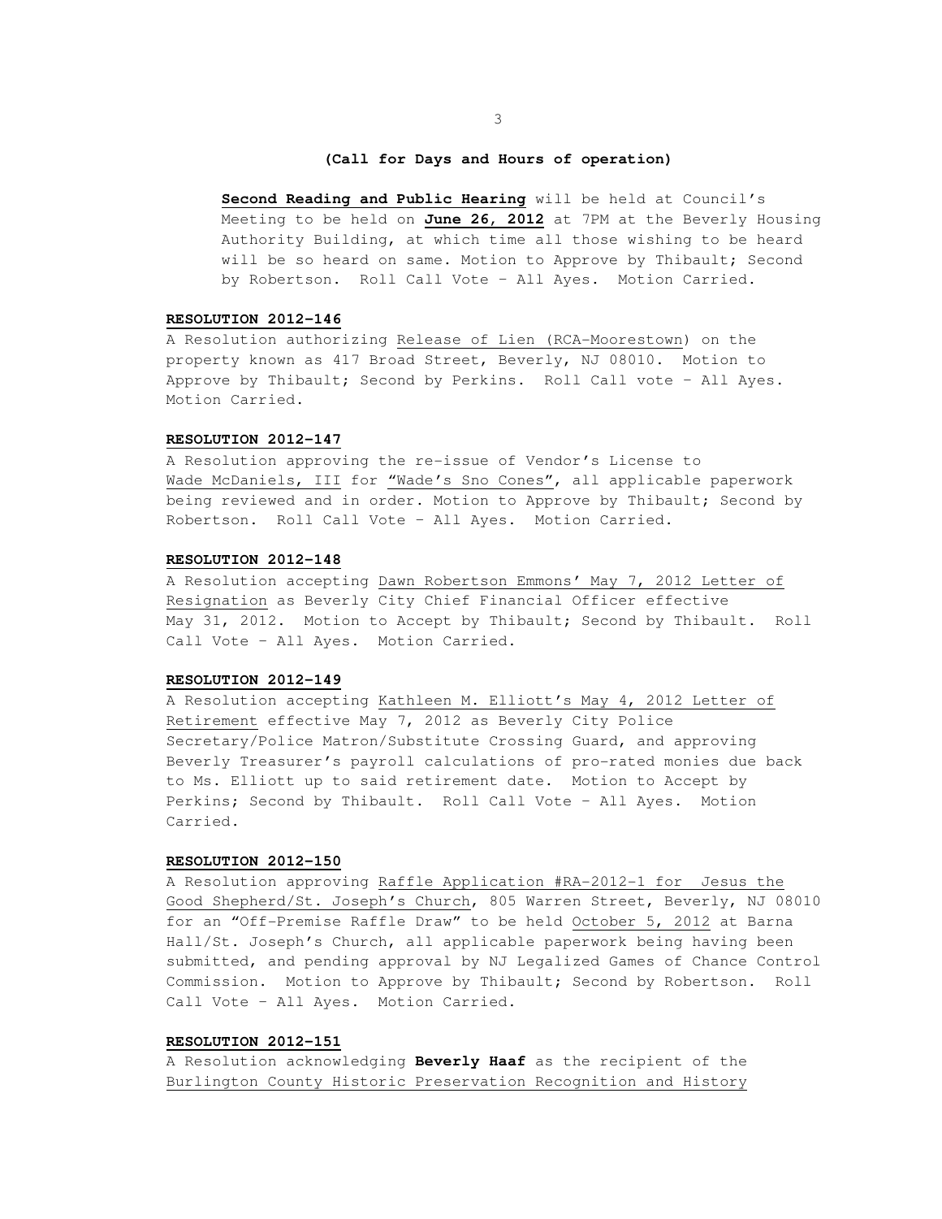**(Call for Days and Hours of operation)**

**Second Reading and Public Hearing** will be held at Council's Meeting to be held on **June 26, 2012** at 7PM at the Beverly Housing Authority Building, at which time all those wishing to be heard will be so heard on same. Motion to Approve by Thibault; Second by Robertson. Roll Call Vote – All Ayes. Motion Carried.

**RESOLUTION 2012-146**

A Resolution authorizing Release of Lien (RCA-Moorestown) on the property known as 417 Broad Street, Beverly, NJ 08010. Motion to Approve by Thibault; Second by Perkins. Roll Call vote – All Ayes. Motion Carried.

**RESOLUTION 2012-147**

A Resolution approving the re-issue of Vendor's License to Wade McDaniels, III for "Wade's Sno Cones", all applicable paperwork being reviewed and in order. Motion to Approve by Thibault; Second by Robertson. Roll Call Vote – All Ayes. Motion Carried.

**RESOLUTION 2012-148**

A Resolution accepting Dawn Robertson Emmons' May 7, 2012 Letter of Resignation as Beverly City Chief Financial Officer effective May 31, 2012. Motion to Accept by Thibault; Second by Thibault. Roll Call Vote – All Ayes. Motion Carried.

**RESOLUTION 2012-149**

A Resolution accepting Kathleen M. Elliott's May 4, 2012 Letter of Retirement effective May 7, 2012 as Beverly City Police Secretary/Police Matron/Substitute Crossing Guard, and approving Beverly Treasurer's payroll calculations of pro-rated monies due back to Ms. Elliott up to said retirement date. Motion to Accept by Perkins; Second by Thibault. Roll Call Vote – All Ayes. Motion Carried.

**RESOLUTION 2012-150**

A Resolution approving Raffle Application #RA-2012-1 for Jesus the Good Shepherd/St. Joseph's Church, 805 Warren Street, Beverly, NJ 08010 for an "Off-Premise Raffle Draw" to be held October 5, 2012 at Barna Hall/St. Joseph's Church, all applicable paperwork being having been submitted, and pending approval by NJ Legalized Games of Chance Control Commission. Motion to Approve by Thibault; Second by Robertson. Roll Call Vote – All Ayes. Motion Carried.

**RESOLUTION 2012-151**

A Resolution acknowledging **Beverly Haaf** as the recipient of the Burlington County Historic Preservation Recognition and History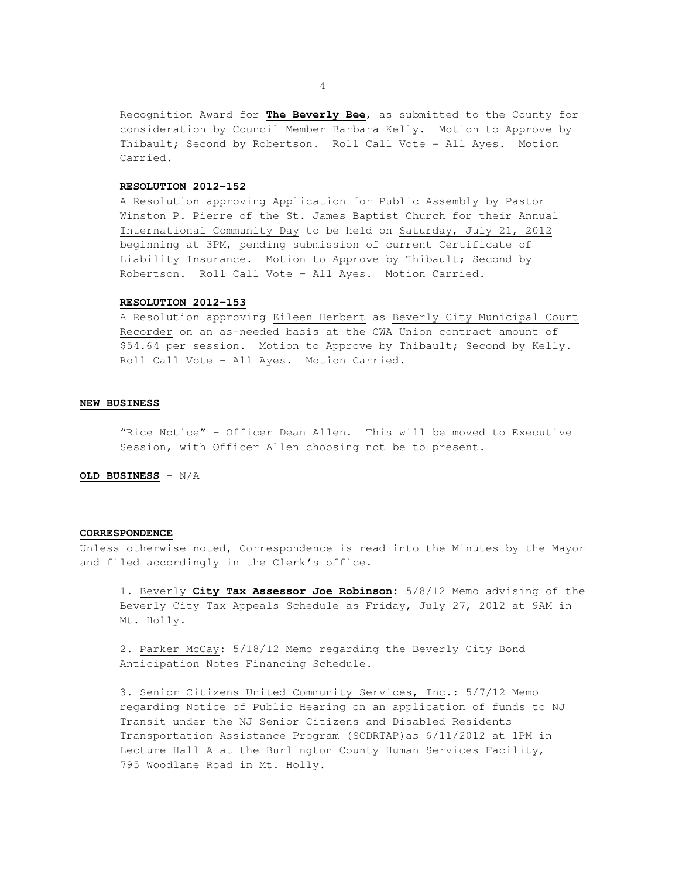Recognition Award for **The Beverly Bee**, as submitted to the County for consideration by Council Member Barbara Kelly. Motion to Approve by Thibault; Second by Robertson. Roll Call Vote – All Ayes. Motion Carried.

**RESOLUTION 2012-152**

A Resolution approving Application for Public Assembly by Pastor Winston P. Pierre of the St. James Baptist Church for their Annual International Community Day to be held on Saturday, July 21, 2012 beginning at 3PM, pending submission of current Certificate of Liability Insurance. Motion to Approve by Thibault; Second by Robertson. Roll Call Vote – All Ayes. Motion Carried.

**RESOLUTION 2012-153**

A Resolution approving Eileen Herbert as Beverly City Municipal Court Recorder on an as-needed basis at the CWA Union contract amount of $54.64 per session. Motion to Approve by Thibault; Second by Kelly. Roll Call Vote – All Ayes. Motion Carried.

**NEW BUSINESS**

"Rice Notice" – Officer Dean Allen. This will be moved to Executive Session, with Officer Allen choosing not be to present.

**OLD BUSINESS** – N/A

**CORRESPONDENCE**

Unless otherwise noted, Correspondence is read into the Minutes by the Mayor and filed accordingly in the Clerk's office.

1. Beverly **City Tax Assessor Joe Robinson**: 5/8/12 Memo advising of the Beverly City Tax Appeals Schedule as Friday, July 27, 2012 at 9AM in Mt. Holly.

2. Parker McCay: 5/18/12 Memo regarding the Beverly City Bond Anticipation Notes Financing Schedule.

3. Senior Citizens United Community Services, Inc.: 5/7/12 Memo regarding Notice of Public Hearing on an application of funds to NJ Transit under the NJ Senior Citizens and Disabled Residents Transportation Assistance Program (SCDRTAP)as 6/11/2012 at 1PM in Lecture Hall A at the Burlington County Human Services Facility, 795 Woodlane Road in Mt. Holly.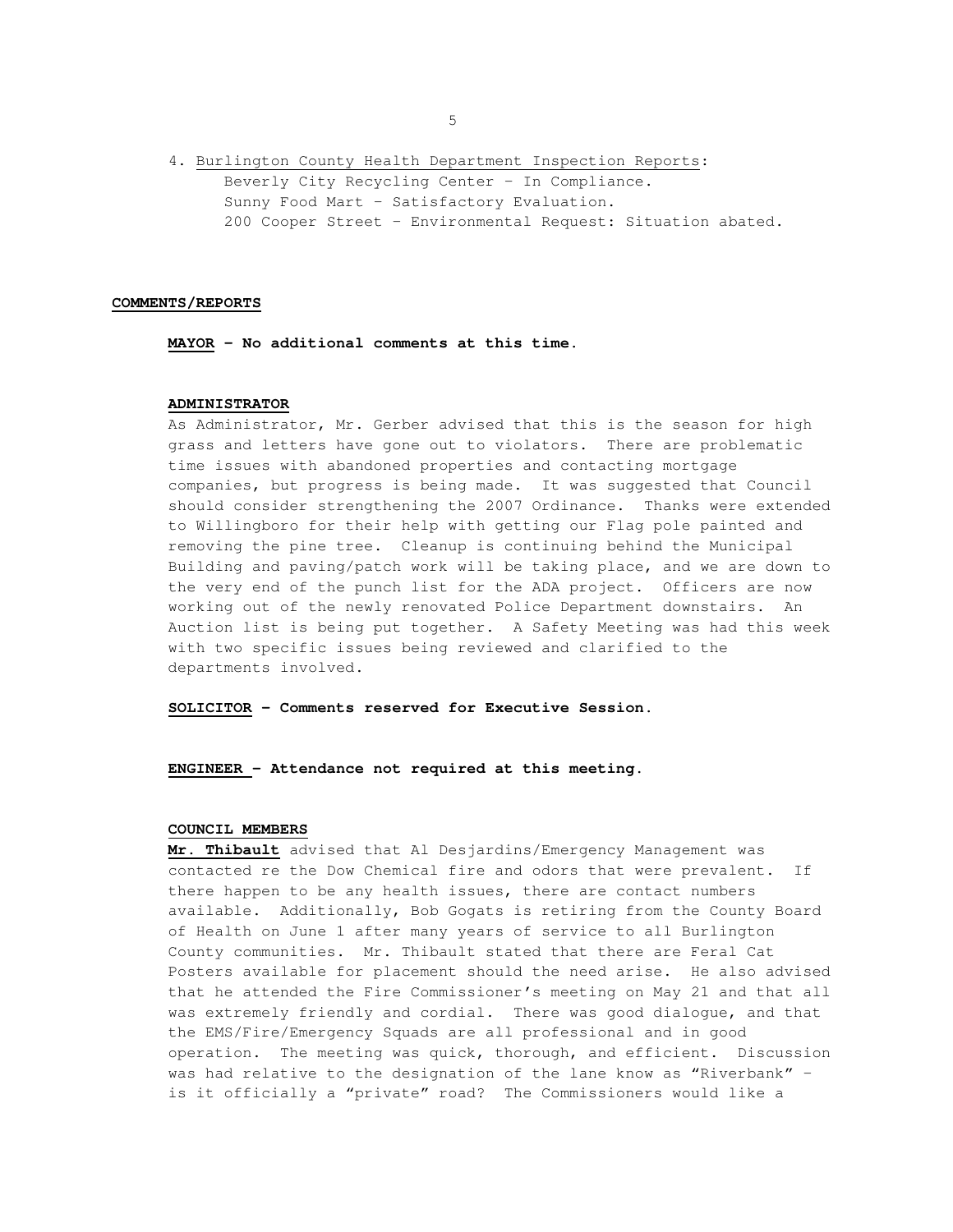4. Burlington County Health Department Inspection Reports:
   Beverly City Recycling Center – In Compliance.
   Sunny Food Mart – Satisfactory Evaluation.
   200 Cooper Street – Environmental Request: Situation abated.

**COMMENTS/REPORTS**

**MAYOR – No additional comments at this time.**

**ADMINISTRATOR**

As Administrator, Mr. Gerber advised that this is the season for high grass and letters have gone out to violators. There are problematic time issues with abandoned properties and contacting mortgage companies, but progress is being made. It was suggested that Council should consider strengthening the 2007 Ordinance. Thanks were extended to Willingboro for their help with getting our Flag pole painted and removing the pine tree. Cleanup is continuing behind the Municipal Building and paving/patch work will be taking place, and we are down to the very end of the punch list for the ADA project. Officers are now working out of the newly renovated Police Department downstairs. An Auction list is being put together. A Safety Meeting was had this week with two specific issues being reviewed and clarified to the departments involved.

**SOLICITOR – Comments reserved for Executive Session.**

**ENGINEER – Attendance not required at this meeting.**

**COUNCIL MEMBERS**

**Mr. Thibault** advised that Al Desjardins/Emergency Management was contacted re the Dow Chemical fire and odors that were prevalent. If there happen to be any health issues, there are contact numbers available. Additionally, Bob Gogats is retiring from the County Board of Health on June 1 after many years of service to all Burlington County communities. Mr. Thibault stated that there are Feral Cat Posters available for placement should the need arise. He also advised that he attended the Fire Commissioner's meeting on May 21 and that all was extremely friendly and cordial. There was good dialogue, and that the EMS/Fire/Emergency Squads are all professional and in good operation. The meeting was quick, thorough, and efficient. Discussion was had relative to the designation of the lane know as "Riverbank" – is it officially a "private" road? The Commissioners would like a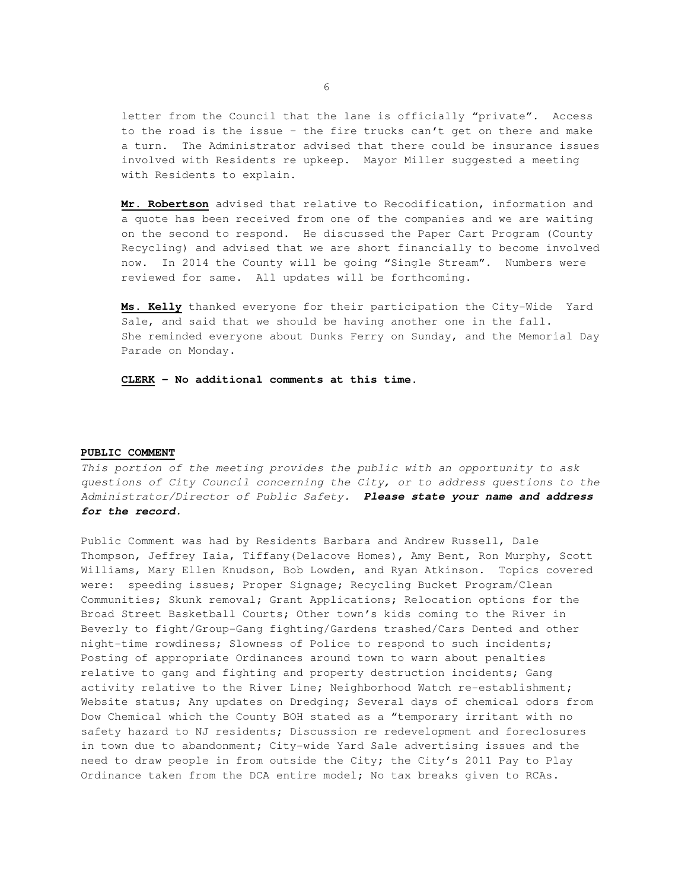letter from the Council that the lane is officially "private". Access to the road is the issue – the fire trucks can't get on there and make a turn. The Administrator advised that there could be insurance issues involved with Residents re upkeep. Mayor Miller suggested a meeting with Residents to explain.

**Mr. Robertson** advised that relative to Recodification, information and a quote has been received from one of the companies and we are waiting on the second to respond. He discussed the Paper Cart Program (County Recycling) and advised that we are short financially to become involved now. In 2014 the County will be going "Single Stream". Numbers were reviewed for same. All updates will be forthcoming.

**Ms. Kelly** thanked everyone for their participation the City-Wide Yard Sale, and said that we should be having another one in the fall. She reminded everyone about Dunks Ferry on Sunday, and the Memorial Day Parade on Monday.

**CLERK – No additional comments at this time.**

**PUBLIC COMMENT**

*This portion of the meeting provides the public with an opportunity to ask questions of City Council concerning the City, or to address questions to the Administrator/Director of Public Safety.* ***Please state your name and address for the record.***

Public Comment was had by Residents Barbara and Andrew Russell, Dale Thompson, Jeffrey Iaia, Tiffany(Delacove Homes), Amy Bent, Ron Murphy, Scott Williams, Mary Ellen Knudson, Bob Lowden, and Ryan Atkinson. Topics covered were: speeding issues; Proper Signage; Recycling Bucket Program/Clean Communities; Skunk removal; Grant Applications; Relocation options for the Broad Street Basketball Courts; Other town's kids coming to the River in Beverly to fight/Group-Gang fighting/Gardens trashed/Cars Dented and other night-time rowdiness; Slowness of Police to respond to such incidents; Posting of appropriate Ordinances around town to warn about penalties relative to gang and fighting and property destruction incidents; Gang activity relative to the River Line; Neighborhood Watch re-establishment; Website status; Any updates on Dredging; Several days of chemical odors from Dow Chemical which the County BOH stated as a "temporary irritant with no safety hazard to NJ residents; Discussion re redevelopment and foreclosures in town due to abandonment; City-wide Yard Sale advertising issues and the need to draw people in from outside the City; the City's 2011 Pay to Play Ordinance taken from the DCA entire model; No tax breaks given to RCAs.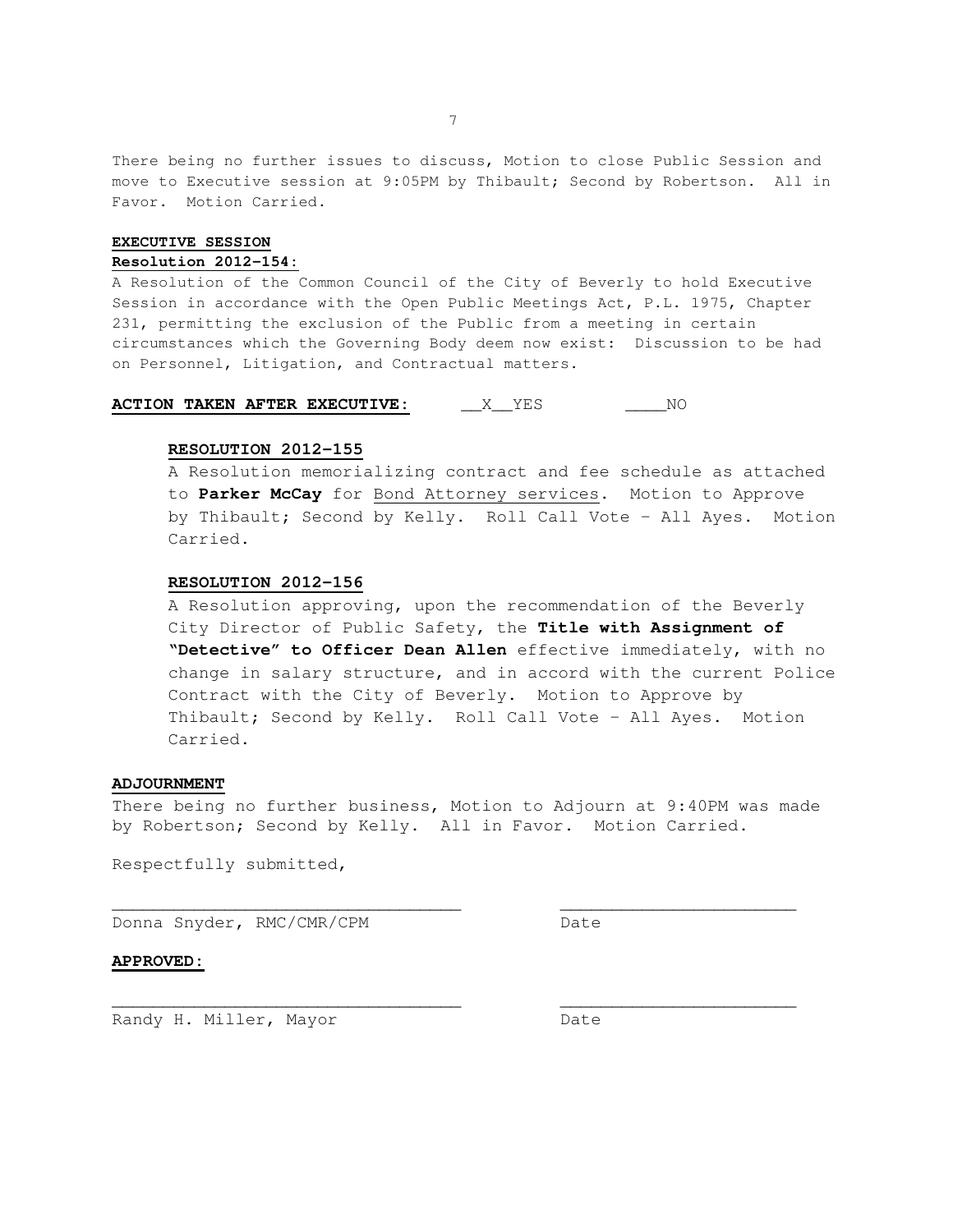There being no further issues to discuss, Motion to close Public Session and move to Executive session at 9:05PM by Thibault; Second by Robertson. All in Favor. Motion Carried.

**EXECUTIVE SESSION**

**Resolution 2012-154:**

A Resolution of the Common Council of the City of Beverly to hold Executive Session in accordance with the Open Public Meetings Act, P.L. 1975, Chapter 231, permitting the exclusion of the Public from a meeting in certain circumstances which the Governing Body deem now exist: Discussion to be had on Personnel, Litigation, and Contractual matters.

**ACTION TAKEN AFTER EXECUTIVE:** __X__YES ____NO

**RESOLUTION 2012-155**

A Resolution memorializing contract and fee schedule as attached to **Parker McCay** for Bond Attorney services. Motion to Approve by Thibault; Second by Kelly. Roll Call Vote – All Ayes. Motion Carried.

**RESOLUTION 2012-156**

A Resolution approving, upon the recommendation of the Beverly City Director of Public Safety, the **Title with Assignment of "Detective" to Officer Dean Allen** effective immediately, with no change in salary structure, and in accord with the current Police Contract with the City of Beverly. Motion to Approve by Thibault; Second by Kelly. Roll Call Vote – All Ayes. Motion Carried.

**ADJOURNMENT**

There being no further business, Motion to Adjourn at 9:40PM was made by Robertson; Second by Kelly. All in Favor. Motion Carried.

Respectfully submitted,

_________________________________ _______________________

Donna Snyder, RMC/CMR/CPM Date

**APPROVED:**

_________________________________ _______________________

Randy H. Miller, Mayor Date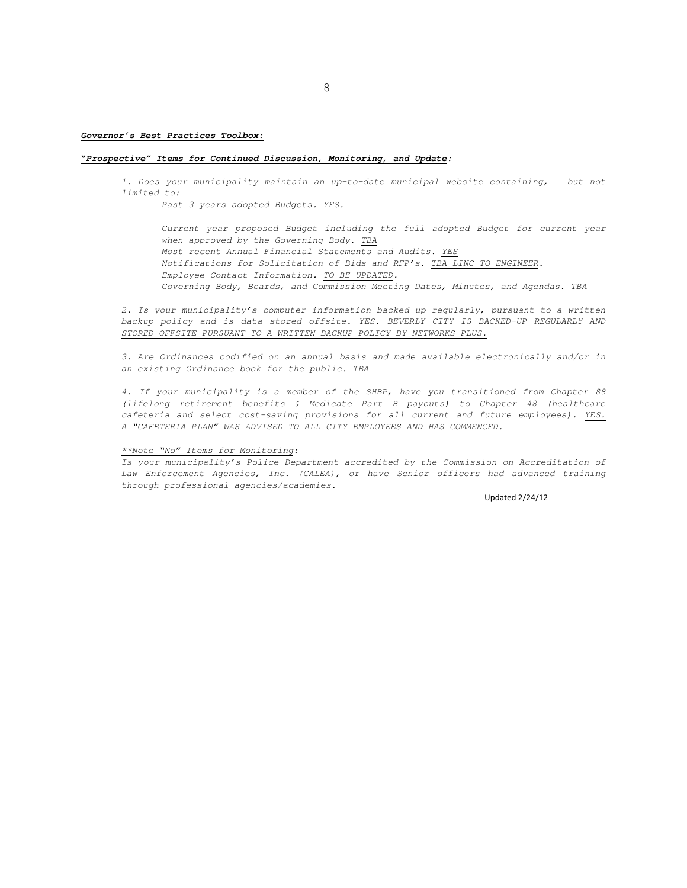***Governor's Best Practices Toolbox:***

***"Prospective" Items for Continued Discussion, Monitoring, and Update:***

*1. Does your municipality maintain an up-to-date municipal website containing, but not limited to:*

*Past 3 years adopted Budgets. YES.*

*Current year proposed Budget including the full adopted Budget for current year when approved by the Governing Body. TBA*
*Most recent Annual Financial Statements and Audits. YES*
*Notifications for Solicitation of Bids and RFP's. TBA LINC TO ENGINEER.*
*Employee Contact Information. TO BE UPDATED.*
*Governing Body, Boards, and Commission Meeting Dates, Minutes, and Agendas. TBA*

*2. Is your municipality's computer information backed up regularly, pursuant to a written backup policy and is data stored offsite. YES. BEVERLY CITY IS BACKED-UP REGULARLY AND STORED OFFSITE PURSUANT TO A WRITTEN BACKUP POLICY BY NETWORKS PLUS.*

*3. Are Ordinances codified on an annual basis and made available electronically and/or in an existing Ordinance book for the public. TBA*

*4. If your municipality is a member of the SHBP, have you transitioned from Chapter 88 (lifelong retirement benefits & Medicate Part B payouts) to Chapter 48 (healthcare cafeteria and select cost-saving provisions for all current and future employees). YES. A "CAFETERIA PLAN" WAS ADVISED TO ALL CITY EMPLOYEES AND HAS COMMENCED.*

*\*\*Note "No" Items for Monitoring:*
*Is your municipality's Police Department accredited by the Commission on Accreditation of Law Enforcement Agencies, Inc. (CALEA), or have Senior officers had advanced training through professional agencies/academies.*

Updated 2/24/12